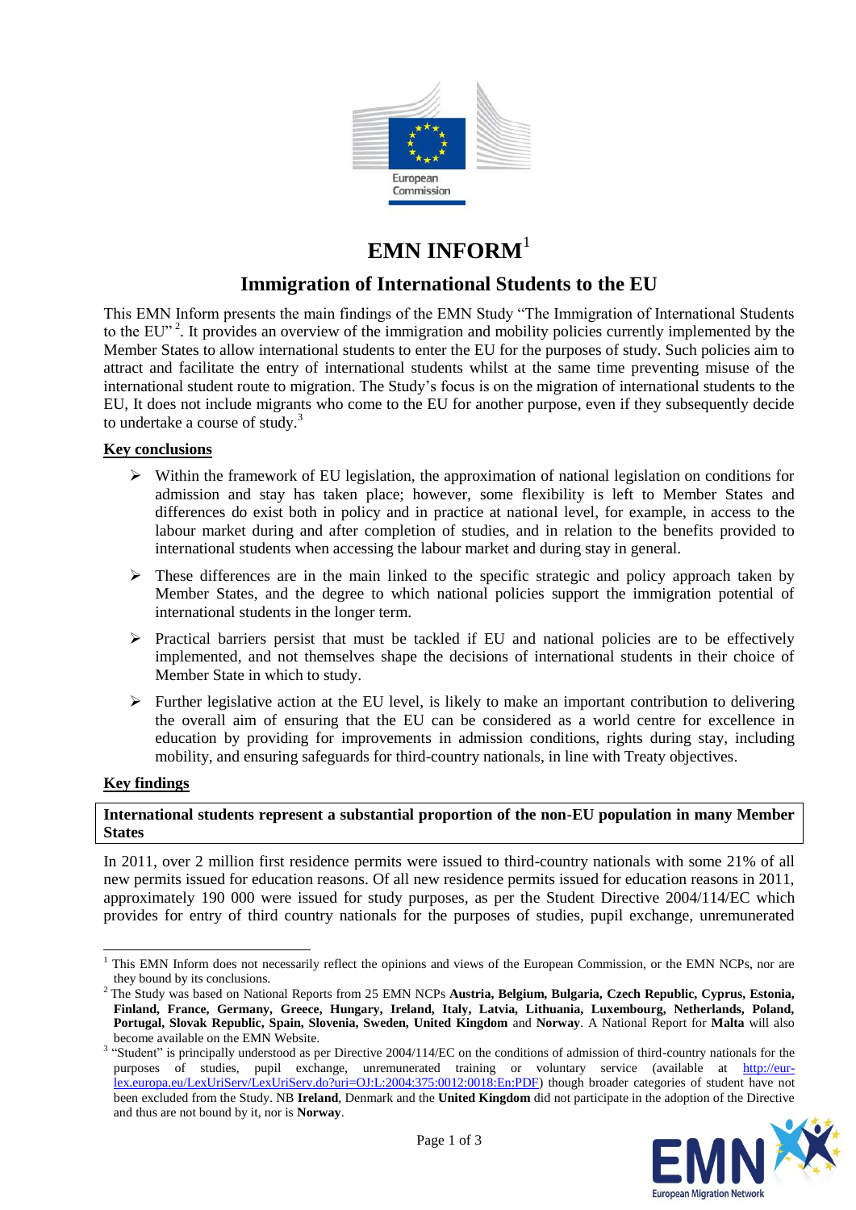# EMN INFORM[1]

## Immigration of International Students to the EU

This EMN Inform presents the main findings of the EMN Study "The Immigration of International Students to the EU"[2]. It provides an overview of the immigration and mobility policies currently implemented by the Member States to allow international students to enter the EU for the purposes of study. Such policies aim to attract and facilitate the entry of international students whilst at the same time preventing misuse of the international student route to migration. The Study's focus is on the migration of international students to the EU, It does not include migrants who come to the EU for another purpose, even if they subsequently decide to undertake a course of study.[3]

### Key conclusions

- Within the framework of EU legislation, the approximation of national legislation on conditions for admission and stay has taken place; however, some flexibility is left to Member States and differences do exist both in policy and in practice at national level, for example, in access to the labour market during and after completion of studies, and in relation to the benefits provided to international students when accessing the labour market and during stay in general.
- These differences are in the main linked to the specific strategic and policy approach taken by Member States, and the degree to which national policies support the immigration potential of international students in the longer term.
- Practical barriers persist that must be tackled if EU and national policies are to be effectively implemented, and not themselves shape the decisions of international students in their choice of Member State in which to study.
- Further legislative action at the EU level, is likely to make an important contribution to delivering the overall aim of ensuring that the EU can be considered as a world centre for excellence in education by providing for improvements in admission conditions, rights during stay, including mobility, and ensuring safeguards for third-country nationals, in line with Treaty objectives.

### Key findings

**International students represent a substantial proportion of the non-EU population in many Member States**

In 2011, over 2 million first residence permits were issued to third-country nationals with some 21% of all new permits issued for education reasons. Of all new residence permits issued for education reasons in 2011, approximately 190 000 were issued for study purposes, as per the Student Directive 2004/114/EC which provides for entry of third country nationals for the purposes of studies, pupil exchange, unremunerated

---

[1] This EMN Inform does not necessarily reflect the opinions and views of the European Commission, or the EMN NCPs, nor are they bound by its conclusions.

[2] The Study was based on National Reports from 25 EMN NCPs **Austria, Belgium, Bulgaria, Czech Republic, Cyprus, Estonia, Finland, France, Germany, Greece, Hungary, Ireland, Italy, Latvia, Lithuania, Luxembourg, Netherlands, Poland, Portugal, Slovak Republic, Spain, Slovenia, Sweden, United Kingdom** and **Norway**. A National Report for **Malta** will also become available on the EMN Website.

[3] "Student" is principally understood as per Directive 2004/114/EC on the conditions of admission of third-country nationals for the purposes of studies, pupil exchange, unremunerated training or voluntary service (available at http://eur-lex.europa.eu/LexUriServ/LexUriServ.do?uri=OJ:L:2004:375:0012:0018:En:PDF) though broader categories of student have not been excluded from the Study. NB **Ireland**, Denmark and the **United Kingdom** did not participate in the adoption of the Directive and thus are not bound by it, nor is **Norway**.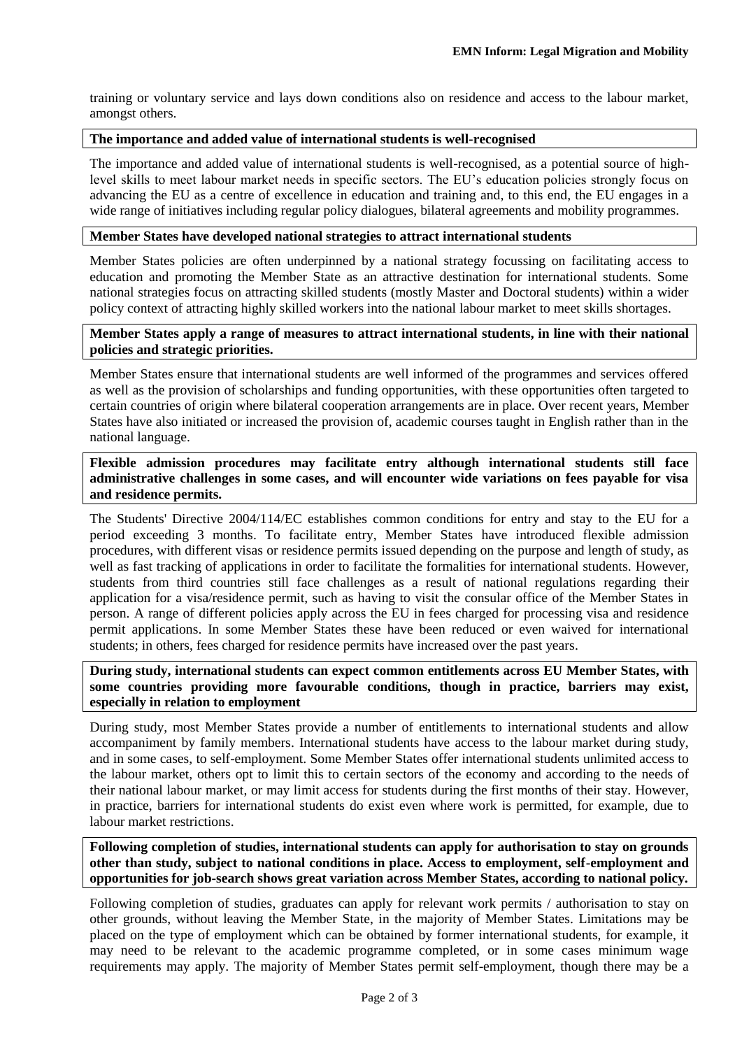training or voluntary service and lays down conditions also on residence and access to the labour market, amongst others.

**The importance and added value of international students is well-recognised**

The importance and added value of international students is well-recognised, as a potential source of high-level skills to meet labour market needs in specific sectors. The EU's education policies strongly focus on advancing the EU as a centre of excellence in education and training and, to this end, the EU engages in a wide range of initiatives including regular policy dialogues, bilateral agreements and mobility programmes.

**Member States have developed national strategies to attract international students**

Member States policies are often underpinned by a national strategy focussing on facilitating access to education and promoting the Member State as an attractive destination for international students. Some national strategies focus on attracting skilled students (mostly Master and Doctoral students) within a wider policy context of attracting highly skilled workers into the national labour market to meet skills shortages.

**Member States apply a range of measures to attract international students, in line with their national policies and strategic priorities.**

Member States ensure that international students are well informed of the programmes and services offered as well as the provision of scholarships and funding opportunities, with these opportunities often targeted to certain countries of origin where bilateral cooperation arrangements are in place. Over recent years, Member States have also initiated or increased the provision of, academic courses taught in English rather than in the national language.

**Flexible admission procedures may facilitate entry although international students still face administrative challenges in some cases, and will encounter wide variations on fees payable for visa and residence permits.**

The Students' Directive 2004/114/EC establishes common conditions for entry and stay to the EU for a period exceeding 3 months. To facilitate entry, Member States have introduced flexible admission procedures, with different visas or residence permits issued depending on the purpose and length of study, as well as fast tracking of applications in order to facilitate the formalities for international students. However, students from third countries still face challenges as a result of national regulations regarding their application for a visa/residence permit, such as having to visit the consular office of the Member States in person. A range of different policies apply across the EU in fees charged for processing visa and residence permit applications. In some Member States these have been reduced or even waived for international students; in others, fees charged for residence permits have increased over the past years.

**During study, international students can expect common entitlements across EU Member States, with some countries providing more favourable conditions, though in practice, barriers may exist, especially in relation to employment**

During study, most Member States provide a number of entitlements to international students and allow accompaniment by family members. International students have access to the labour market during study, and in some cases, to self-employment. Some Member States offer international students unlimited access to the labour market, others opt to limit this to certain sectors of the economy and according to the needs of their national labour market, or may limit access for students during the first months of their stay. However, in practice, barriers for international students do exist even where work is permitted, for example, due to labour market restrictions.

**Following completion of studies, international students can apply for authorisation to stay on grounds other than study, subject to national conditions in place. Access to employment, self-employment and opportunities for job-search shows great variation across Member States, according to national policy.**

Following completion of studies, graduates can apply for relevant work permits / authorisation to stay on other grounds, without leaving the Member State, in the majority of Member States. Limitations may be placed on the type of employment which can be obtained by former international students, for example, it may need to be relevant to the academic programme completed, or in some cases minimum wage requirements may apply. The majority of Member States permit self-employment, though there may be a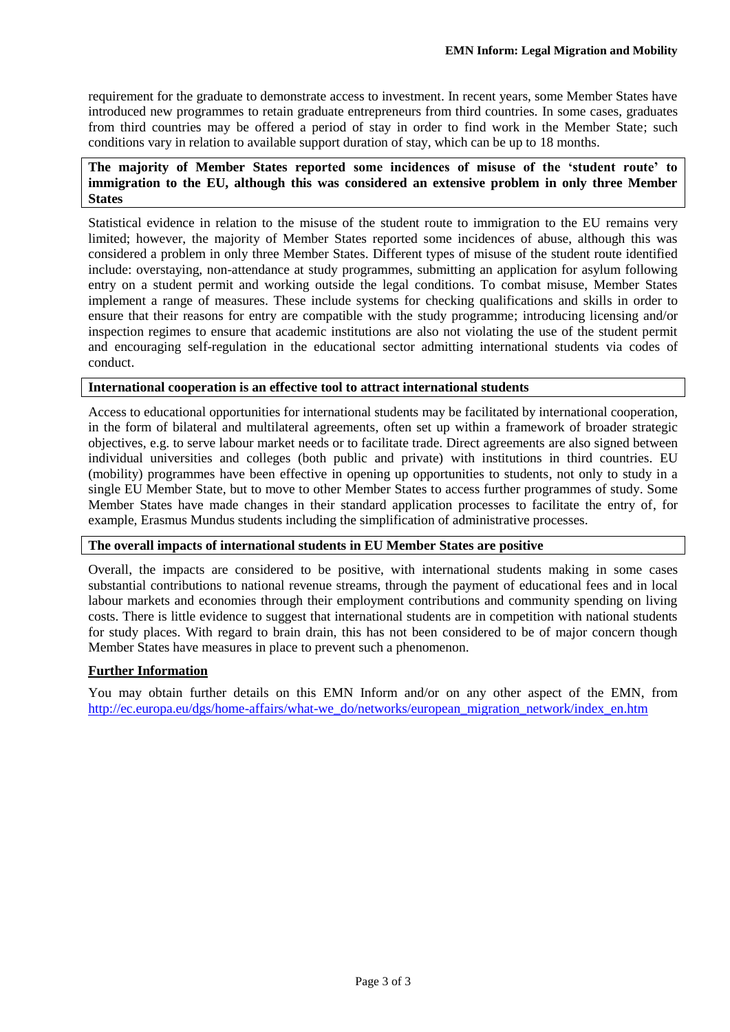requirement for the graduate to demonstrate access to investment. In recent years, some Member States have introduced new programmes to retain graduate entrepreneurs from third countries. In some cases, graduates from third countries may be offered a period of stay in order to find work in the Member State; such conditions vary in relation to available support duration of stay, which can be up to 18 months.

**The majority of Member States reported some incidences of misuse of the 'student route' to immigration to the EU, although this was considered an extensive problem in only three Member States**

Statistical evidence in relation to the misuse of the student route to immigration to the EU remains very limited; however, the majority of Member States reported some incidences of abuse, although this was considered a problem in only three Member States. Different types of misuse of the student route identified include: overstaying, non-attendance at study programmes, submitting an application for asylum following entry on a student permit and working outside the legal conditions. To combat misuse, Member States implement a range of measures. These include systems for checking qualifications and skills in order to ensure that their reasons for entry are compatible with the study programme; introducing licensing and/or inspection regimes to ensure that academic institutions are also not violating the use of the student permit and encouraging self-regulation in the educational sector admitting international students via codes of conduct.

**International cooperation is an effective tool to attract international students**

Access to educational opportunities for international students may be facilitated by international cooperation, in the form of bilateral and multilateral agreements, often set up within a framework of broader strategic objectives, e.g. to serve labour market needs or to facilitate trade. Direct agreements are also signed between individual universities and colleges (both public and private) with institutions in third countries. EU (mobility) programmes have been effective in opening up opportunities to students, not only to study in a single EU Member State, but to move to other Member States to access further programmes of study. Some Member States have made changes in their standard application processes to facilitate the entry of, for example, Erasmus Mundus students including the simplification of administrative processes.

**The overall impacts of international students in EU Member States are positive**

Overall, the impacts are considered to be positive, with international students making in some cases substantial contributions to national revenue streams, through the payment of educational fees and in local labour markets and economies through their employment contributions and community spending on living costs. There is little evidence to suggest that international students are in competition with national students for study places. With regard to brain drain, this has not been considered to be of major concern though Member States have measures in place to prevent such a phenomenon.

## Further Information

You may obtain further details on this EMN Inform and/or on any other aspect of the EMN, from http://ec.europa.eu/dgs/home-affairs/what-we_do/networks/european_migration_network/index_en.htm